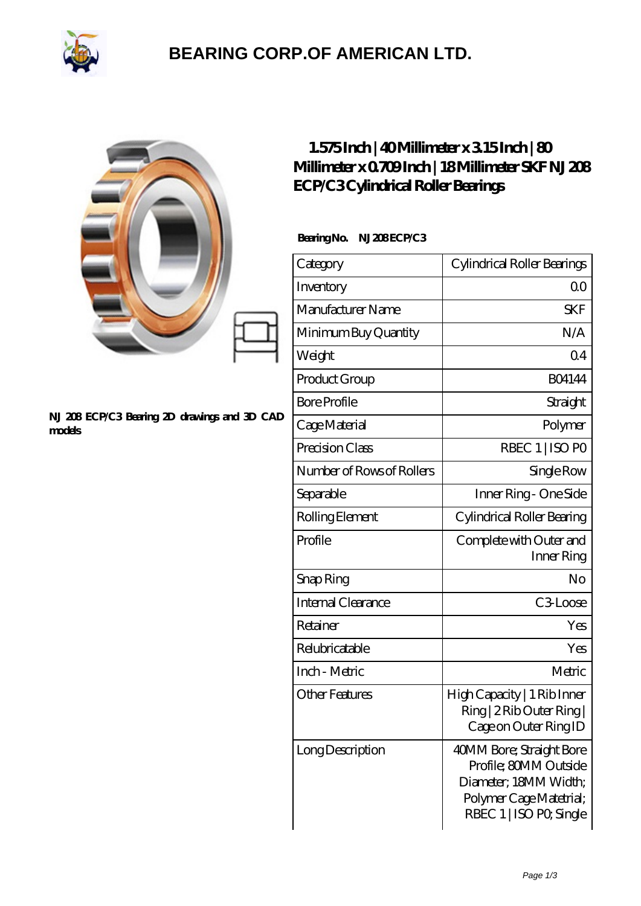# BEARING CORP.OF AMERICAN LTD.

NJ 208 ECP/C3 Bearing 2D drawings and 3D CAD models

## 1.575 Inch | 40 Millimeter x 3.15 Inch | 80 Millimeter x 0.709 Inch | 18 Millimeter SKF NJ 208 ECP/C3 Cylindrical Roller Bearings

**Bearing No. NJ 208 ECP/C3**

| Category | Cylindrical Roller Bearings |
|---|---|
| Inventory | 0.0 |
| Manufacturer Name | SKF |
| Minimum Buy Quantity | N/A |
| Weight | 0.4 |
| Product Group | B04144 |
| Bore Profile | Straight |
| Cage Material | Polymer |
| Precision Class | RBEC 1 \| ISO P0 |
| Number of Rows of Rollers | Single Row |
| Separable | Inner Ring - One Side |
| Rolling Element | Cylindrical Roller Bearing |
| Profile | Complete with Outer and Inner Ring |
| Snap Ring | No |
| Internal Clearance | C3-Loose |
| Retainer | Yes |
| Relubricatable | Yes |
| Inch - Metric | Metric |
| Other Features | High Capacity \| 1 Rib Inner Ring \| 2 Rib Outer Ring \| Cage on Outer Ring ID |
| Long Description | 40MM Bore; Straight Bore Profile; 80MM Outside Diameter; 18MM Width; Polymer Cage Matetrial; RBEC 1 \| ISO P0; Single |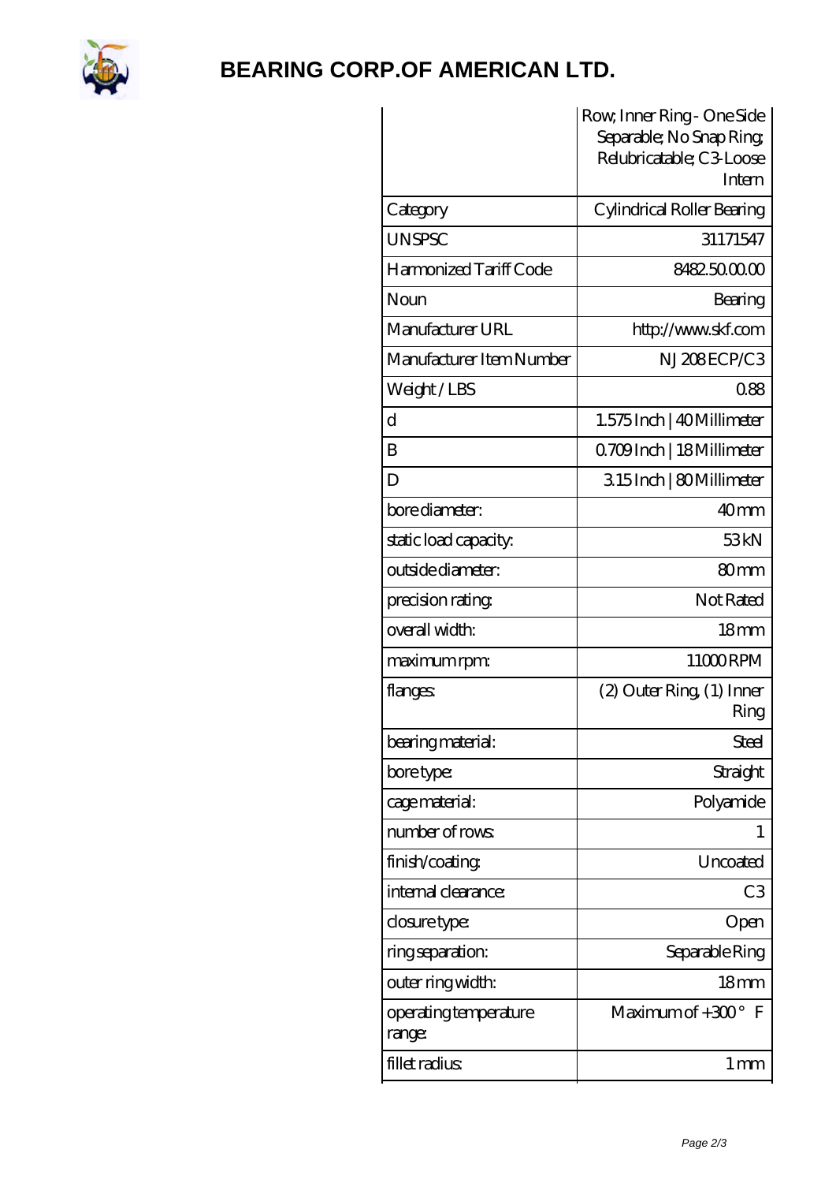# BEARING CORP.OF AMERICAN LTD.

| | Row; Inner Ring - One Side Separable; No Snap Ring; Relubricatable; C3-Loose Intern |
|---|---|
| Category | Cylindrical Roller Bearing |
| UNSPSC | 31171547 |
| Harmonized Tariff Code | 8482.50.00.00 |
| Noun | Bearing |
| Manufacturer URL | http://www.skf.com |
| Manufacturer Item Number | NJ 208 ECP/C3 |
| Weight / LBS | 0.88 |
| d | 1.575 Inch \| 40 Millimeter |
| B | 0.709 Inch \| 18 Millimeter |
| D | 3.15 Inch \| 80 Millimeter |
| bore diameter: | 40 mm |
| static load capacity: | 53 kN |
| outside diameter: | 80 mm |
| precision rating: | Not Rated |
| overall width: | 18 mm |
| maximum rpm: | 11000 RPM |
| flanges: | (2) Outer Ring, (1) Inner Ring |
| bearing material: | Steel |
| bore type: | Straight |
| cage material: | Polyamide |
| number of rows: | 1 |
| finish/coating: | Uncoated |
| internal clearance: | C3 |
| closure type: | Open |
| ring separation: | Separable Ring |
| outer ring width: | 18 mm |
| operating temperature range: | Maximum of +300 ° F |
| fillet radius: | 1 mm |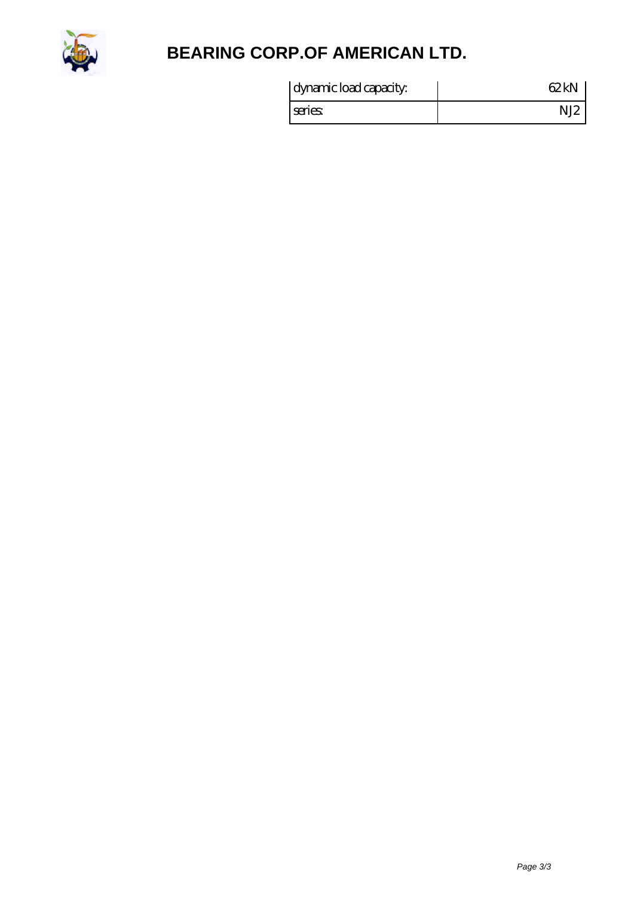| | |
|---|---|
| dynamic load capacity: | 62 kN |
| series: | NJ2 |